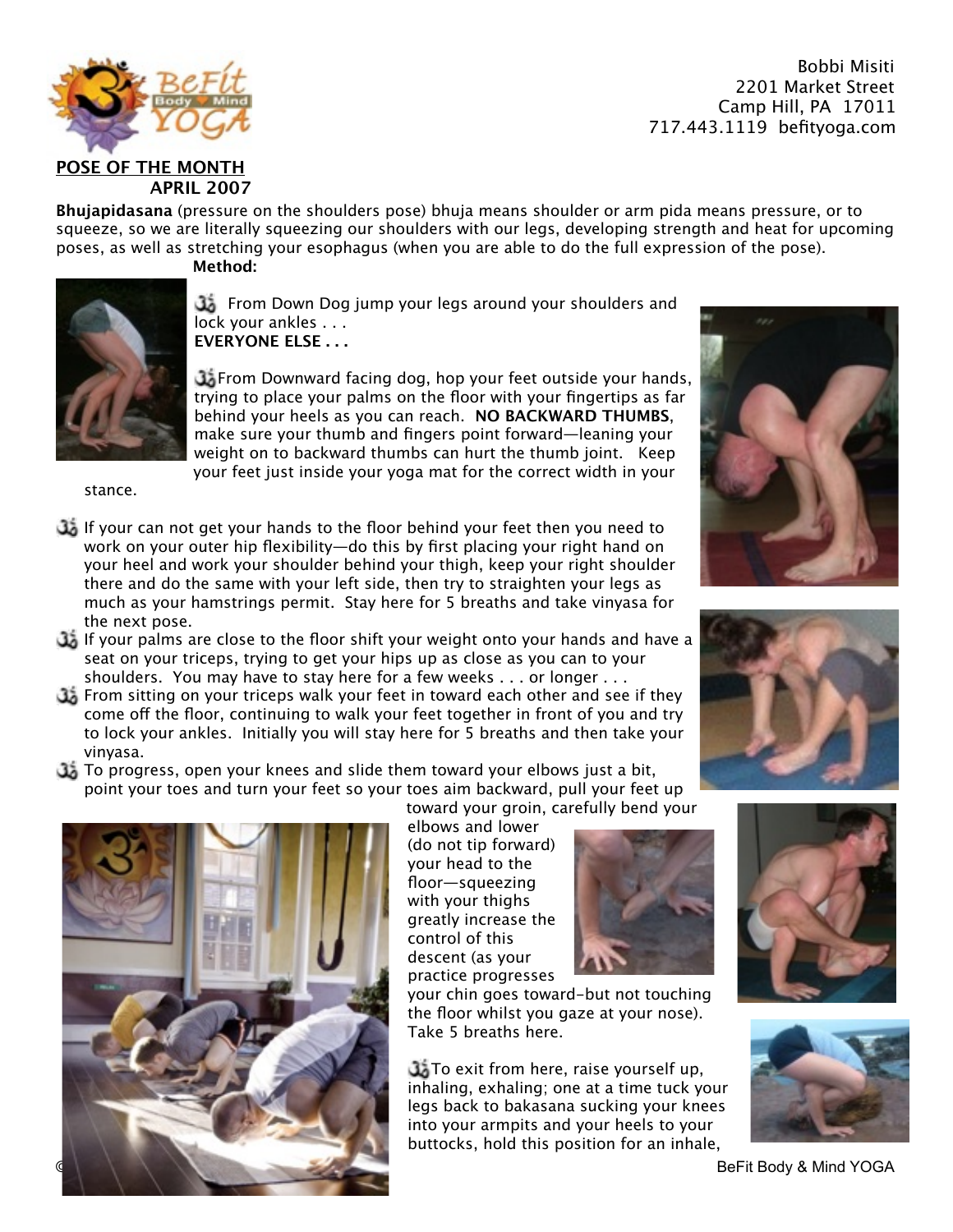Bobbi Misiti
2201 Market Street
Camp Hill, PA 17011
717.443.1119 befityoga.com

## POSE OF THE MONTH
### APRIL 2007

**Bhujapidasana** (pressure on the shoulders pose) bhuja means shoulder or arm pida means pressure, or to squeeze, so we are literally squeezing our shoulders with our legs, developing strength and heat for upcoming poses, as well as stretching your esophagus (when you are able to do the full expression of the pose).

**Method:**

- From Down Dog jump your legs around your shoulders and lock your ankles . . .

**EVERYONE ELSE . . .**

- From Downward facing dog, hop your feet outside your hands, trying to place your palms on the floor with your fingertips as far behind your heels as you can reach. **NO BACKWARD THUMBS**, make sure your thumb and fingers point forward—leaning your weight on to backward thumbs can hurt the thumb joint. Keep your feet just inside your yoga mat for the correct width in your stance.
- If your can not get your hands to the floor behind your feet then you need to work on your outer hip flexibility—do this by first placing your right hand on your heel and work your shoulder behind your thigh, keep your right shoulder there and do the same with your left side, then try to straighten your legs as much as your hamstrings permit. Stay here for 5 breaths and take vinyasa for the next pose.
- If your palms are close to the floor shift your weight onto your hands and have a seat on your triceps, trying to get your hips up as close as you can to your shoulders. You may have to stay here for a few weeks . . . or longer . . .
- From sitting on your triceps walk your feet in toward each other and see if they come off the floor, continuing to walk your feet together in front of you and try to lock your ankles. Initially you will stay here for 5 breaths and then take your vinyasa.
- To progress, open your knees and slide them toward your elbows just a bit, point your toes and turn your feet so your toes aim backward, pull your feet up toward your groin, carefully bend your elbows and lower (do not tip forward) your head to the floor—squeezing with your thighs greatly increase the control of this descent (as your practice progresses your chin goes toward-but not touching the floor whilst you gaze at your nose). Take 5 breaths here.
- To exit from here, raise yourself up, inhaling, exhaling; one at a time tuck your legs back to bakasana sucking your knees into your armpits and your heels to your buttocks, hold this position for an inhale,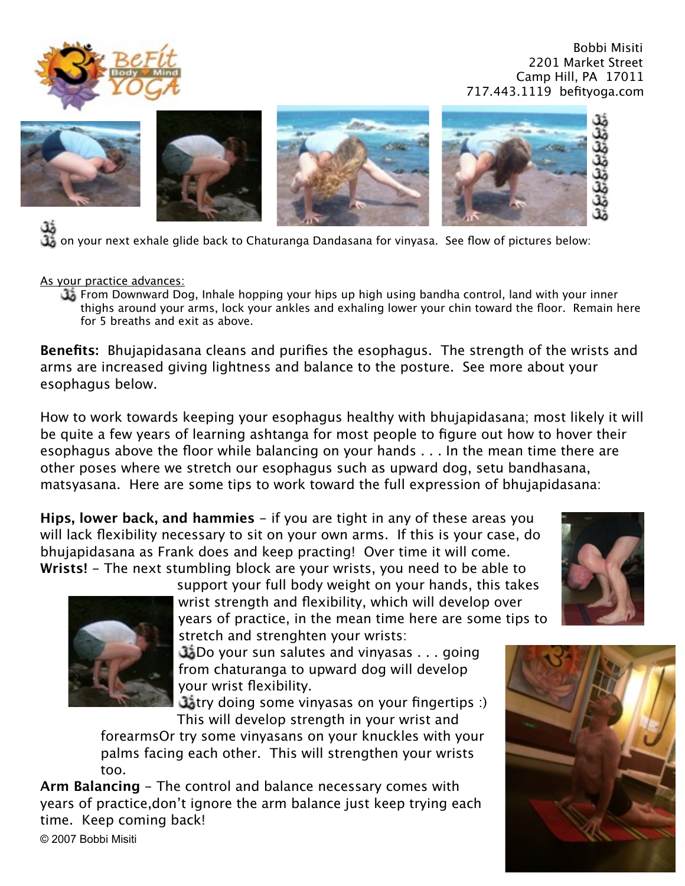Bobbi Misiti
2201 Market Street
Camp Hill, PA 17011
717.443.1119 befityoga.com

on your next exhale glide back to Chaturanga Dandasana for vinyasa. See flow of pictures below:

As your practice advances:

- From Downward Dog, Inhale hopping your hips up high using bandha control, land with your inner thighs around your arms, lock your ankles and exhaling lower your chin toward the floor. Remain here for 5 breaths and exit as above.

**Benefits:** Bhujapidasana cleans and purifies the esophagus. The strength of the wrists and arms are increased giving lightness and balance to the posture. See more about your esophagus below.

How to work towards keeping your esophagus healthy with bhujapidasana; most likely it will be quite a few years of learning ashtanga for most people to figure out how to hover their esophagus above the floor while balancing on your hands . . . In the mean time there are other poses where we stretch our esophagus such as upward dog, setu bandhasana, matsyasana. Here are some tips to work toward the full expression of bhujapidasana:

**Hips, lower back, and hammies** - if you are tight in any of these areas you will lack flexibility necessary to sit on your own arms. If this is your case, do bhujapidasana as Frank does and keep practing! Over time it will come.

**Wrists!** - The next stumbling block are your wrists, you need to be able to support your full body weight on your hands, this takes wrist strength and flexibility, which will develop over years of practice, in the mean time here are some tips to stretch and strenghten your wrists:

- Do your sun salutes and vinyasas . . . going from chaturanga to upward dog will develop your wrist flexibility.
- try doing some vinyasas on your fingertips :) This will develop strength in your wrist and forearmsOr try some vinyasans on your knuckles with your palms facing each other. This will strengthen your wrists too.

**Arm Balancing** - The control and balance necessary comes with years of practice,don't ignore the arm balance just keep trying each time. Keep coming back!

© 2007 Bobbi Misiti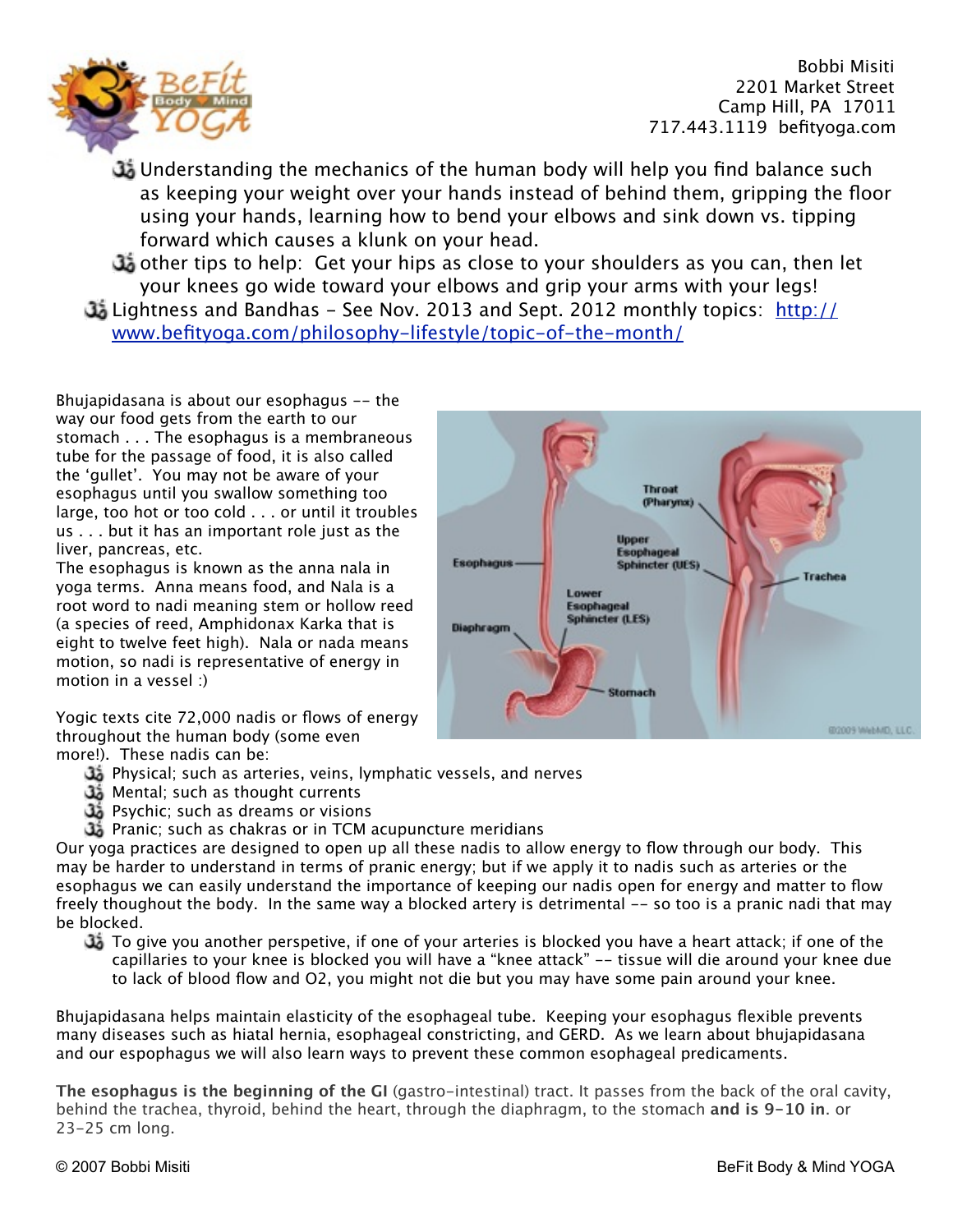- Understanding the mechanics of the human body will help you find balance such as keeping your weight over your hands instead of behind them, gripping the floor using your hands, learning how to bend your elbows and sink down vs. tipping forward which causes a klunk on your head.
- other tips to help: Get your hips as close to your shoulders as you can, then let your knees go wide toward your elbows and grip your arms with your legs!

- Lightness and Bandhas - See Nov. 2013 and Sept. 2012 monthly topics: [http://www.befityoga.com/philosophy-lifestyle/topic-of-the-month/](http://www.befityoga.com/philosophy-lifestyle/topic-of-the-month/)

Bhujapidasana is about our esophagus -- the way our food gets from the earth to our stomach . . . The esophagus is a membraneous tube for the passage of food, it is also called the 'gullet'. You may not be aware of your esophagus until you swallow something too large, too hot or too cold . . . or until it troubles us . . . but it has an important role just as the liver, pancreas, etc.

The esophagus is known as the anna nala in yoga terms. Anna means food, and Nala is a root word to nadi meaning stem or hollow reed (a species of reed, Amphidonax Karka that is eight to twelve feet high). Nala or nada means motion, so nadi is representative of energy in motion in a vessel :)

Yogic texts cite 72,000 nadis or flows of energy throughout the human body (some even more!). These nadis can be:

- Physical; such as arteries, veins, lymphatic vessels, and nerves
- Mental; such as thought currents
- Psychic; such as dreams or visions
- Pranic; such as chakras or in TCM acupuncture meridians

Our yoga practices are designed to open up all these nadis to allow energy to flow through our body. This may be harder to understand in terms of pranic energy; but if we apply it to nadis such as arteries or the esophagus we can easily understand the importance of keeping our nadis open for energy and matter to flow freely thoughout the body. In the same way a blocked artery is detrimental -- so too is a pranic nadi that may be blocked.

- To give you another perspetive, if one of your arteries is blocked you have a heart attack; if one of the capillaries to your knee is blocked you will have a "knee attack" -- tissue will die around your knee due to lack of blood flow and O2, you might not die but you may have some pain around your knee.

Bhujapidasana helps maintain elasticity of the esophageal tube. Keeping your esophagus flexible prevents many diseases such as hiatal hernia, esophageal constricting, and GERD. As we learn about bhujapidasana and our espophagus we will also learn ways to prevent these common esophageal predicaments.

**The esophagus is the beginning of the GI** (gastro-intestinal) tract. It passes from the back of the oral cavity, behind the trachea, thyroid, behind the heart, through the diaphragm, to the stomach **and is 9-10 in**. or 23-25 cm long.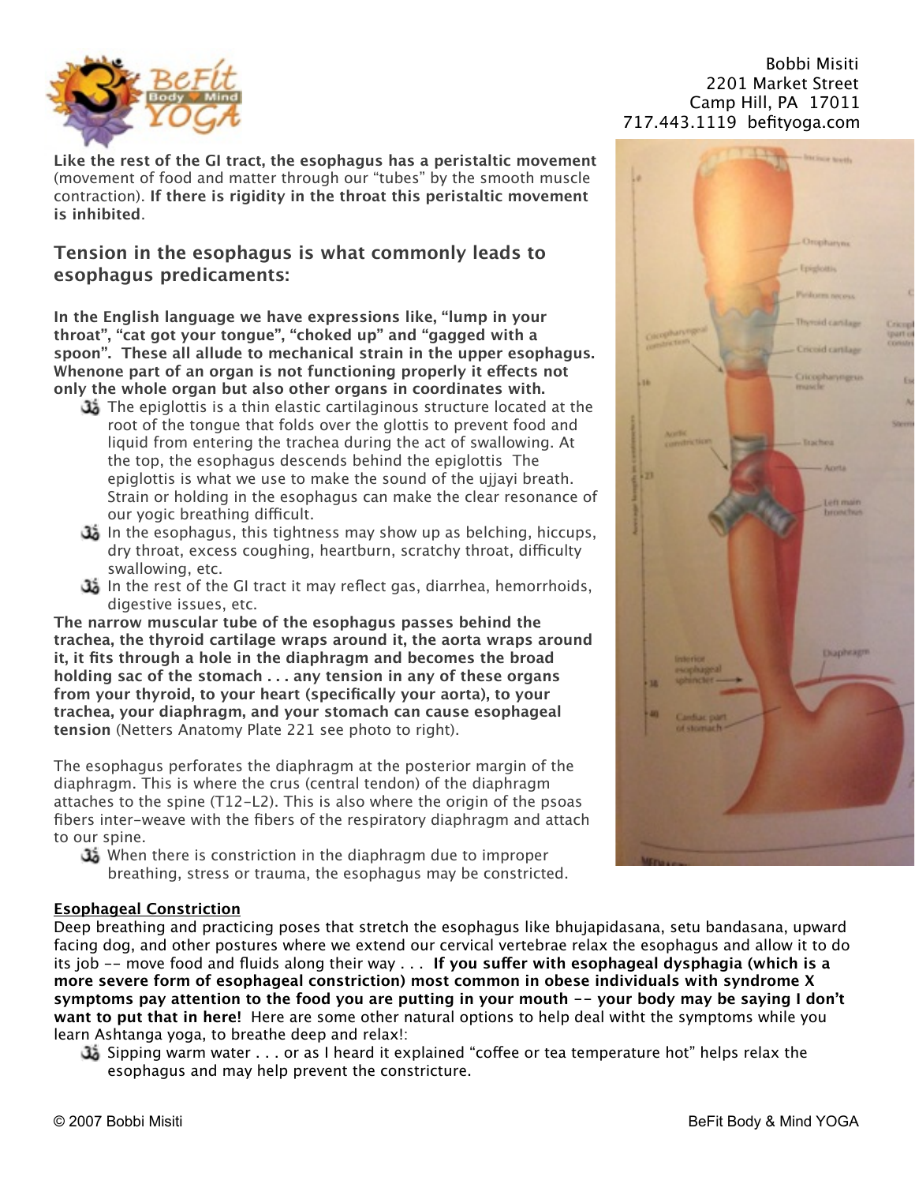**Like the rest of the GI tract, the esophagus has a peristaltic movement** (movement of food and matter through our "tubes" by the smooth muscle contraction). **If there is rigidity in the throat this peristaltic movement is inhibited**.

### Tension in the esophagus is what commonly leads to esophagus predicaments:

**In the English language we have expressions like, "lump in your throat", "cat got your tongue", "choked up" and "gagged with a spoon". These all allude to mechanical strain in the upper esophagus. Whenone part of an organ is not functioning properly it effects not only the whole organ but also other organs in coordinates with.**

- The epiglottis is a thin elastic cartilaginous structure located at the root of the tongue that folds over the glottis to prevent food and liquid from entering the trachea during the act of swallowing. At the top, the esophagus descends behind the epiglottis The epiglottis is what we use to make the sound of the ujjayi breath. Strain or holding in the esophagus can make the clear resonance of our yogic breathing difficult.
- In the esophagus, this tightness may show up as belching, hiccups, dry throat, excess coughing, heartburn, scratchy throat, difficulty swallowing, etc.
- In the rest of the GI tract it may reflect gas, diarrhea, hemorrhoids, digestive issues, etc.

**The narrow muscular tube of the esophagus passes behind the trachea, the thyroid cartilage wraps around it, the aorta wraps around it, it fits through a hole in the diaphragm and becomes the broad holding sac of the stomach . . . any tension in any of these organs from your thyroid, to your heart (specifically your aorta), to your trachea, your diaphragm, and your stomach can cause esophageal tension** (Netters Anatomy Plate 221 see photo to right).

The esophagus perforates the diaphragm at the posterior margin of the diaphragm. This is where the crus (central tendon) of the diaphragm attaches to the spine (T12-L2). This is also where the origin of the psoas fibers inter-weave with the fibers of the respiratory diaphragm and attach to our spine.

- When there is constriction in the diaphragm due to improper breathing, stress or trauma, the esophagus may be constricted.

<u>**Esophageal Constriction**</u>

Deep breathing and practicing poses that stretch the esophagus like bhujapidasana, setu bandasana, upward facing dog, and other postures where we extend our cervical vertebrae relax the esophagus and allow it to do its job -- move food and fluids along their way . . . **If you suffer with esophageal dysphagia (which is a more severe form of esophageal constriction) most common in obese individuals with syndrome X symptoms pay attention to the food you are putting in your mouth -- your body may be saying I don't want to put that in here!** Here are some other natural options to help deal witht the symptoms while you learn Ashtanga yoga, to breathe deep and relax!:

- Sipping warm water . . . or as I heard it explained "coffee or tea temperature hot" helps relax the esophagus and may help prevent the constricture.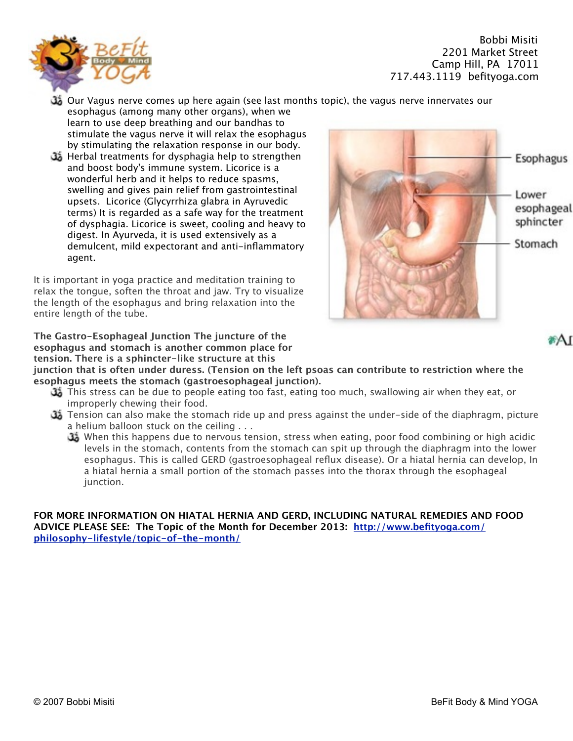- Our Vagus nerve comes up here again (see last months topic), the vagus nerve innervates our esophagus (among many other organs), when we learn to use deep breathing and our bandhas to stimulate the vagus nerve it will relax the esophagus by stimulating the relaxation response in our body.
- Herbal treatments for dysphagia help to strengthen and boost body's immune system. Licorice is a wonderful herb and it helps to reduce spasms, swelling and gives pain relief from gastrointestinal upsets. Licorice (Glycyrrhiza glabra in Ayruvedic terms) It is regarded as a safe way for the treatment of dysphagia. Licorice is sweet, cooling and heavy to digest. In Ayurveda, it is used extensively as a demulcent, mild expectorant and anti-inflammatory agent.

It is important in yoga practice and meditation training to relax the tongue, soften the throat and jaw. Try to visualize the length of the esophagus and bring relaxation into the entire length of the tube.

Esophagus

Lower esophageal sphincter

Stomach

**The Gastro-Esophageal Junction The juncture of the esophagus and stomach is another common place for tension. There is a sphincter-like structure at this junction that is often under duress. (Tension on the left psoas can contribute to restriction where the esophagus meets the stomach (gastroesophageal junction).**

- This stress can be due to people eating too fast, eating too much, swallowing air when they eat, or improperly chewing their food.
- Tension can also make the stomach ride up and press against the under-side of the diaphragm, picture a helium balloon stuck on the ceiling . . .
  - When this happens due to nervous tension, stress when eating, poor food combining or high acidic levels in the stomach, contents from the stomach can spit up through the diaphragm into the lower esophagus. This is called GERD (gastroesophageal reflux disease). Or a hiatal hernia can develop, In a hiatal hernia a small portion of the stomach passes into the thorax through the esophageal junction.

**FOR MORE INFORMATION ON HIATAL HERNIA AND GERD, INCLUDING NATURAL REMEDIES AND FOOD ADVICE PLEASE SEE: The Topic of the Month for December 2013: [http://www.befityoga.com/philosophy-lifestyle/topic-of-the-month/](http://www.befityoga.com/philosophy-lifestyle/topic-of-the-month/)**